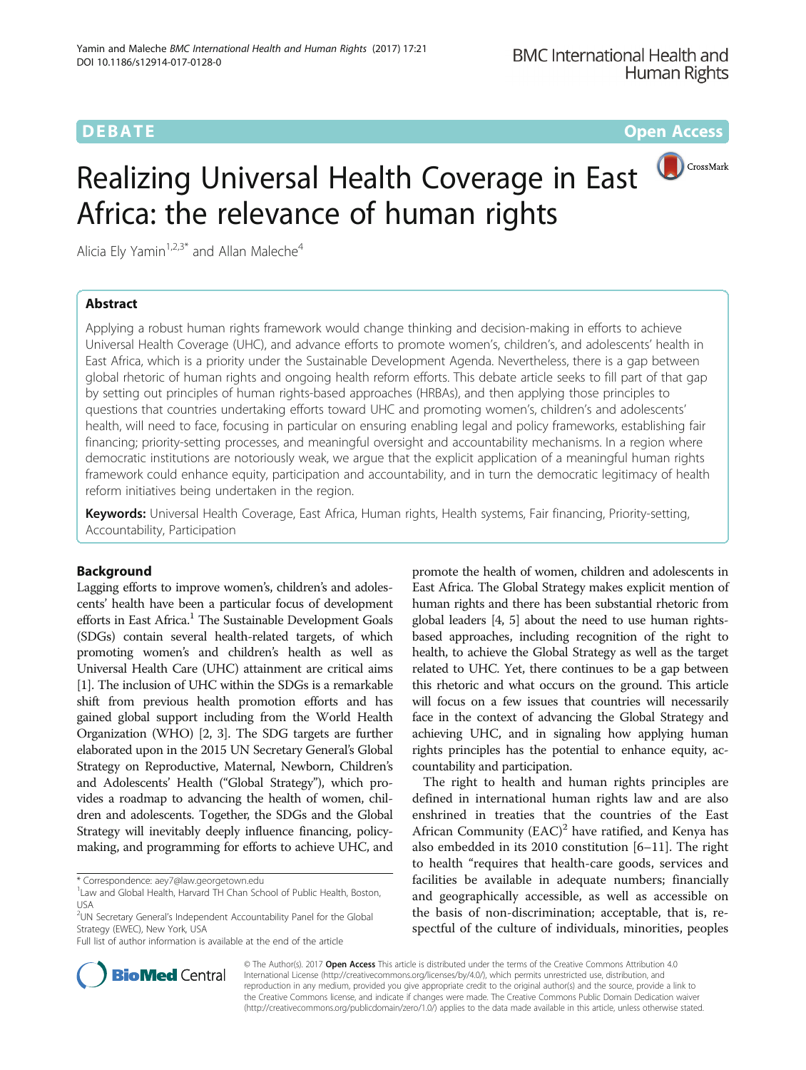DEBATE Open Access

# Realizing Universal Health Coverage in East Africa: the relevance of human rights

Alicia Ely Yamin[1,2,3*] and Allan Maleche[4]

## Abstract

Applying a robust human rights framework would change thinking and decision-making in efforts to achieve Universal Health Coverage (UHC), and advance efforts to promote women's, children's, and adolescents' health in East Africa, which is a priority under the Sustainable Development Agenda. Nevertheless, there is a gap between global rhetoric of human rights and ongoing health reform efforts. This debate article seeks to fill part of that gap by setting out principles of human rights-based approaches (HRBAs), and then applying those principles to questions that countries undertaking efforts toward UHC and promoting women's, children's and adolescents' health, will need to face, focusing in particular on ensuring enabling legal and policy frameworks, establishing fair financing; priority-setting processes, and meaningful oversight and accountability mechanisms. In a region where democratic institutions are notoriously weak, we argue that the explicit application of a meaningful human rights framework could enhance equity, participation and accountability, and in turn the democratic legitimacy of health reform initiatives being undertaken in the region.

**Keywords:** Universal Health Coverage, East Africa, Human rights, Health systems, Fair financing, Priority-setting, Accountability, Participation

## Background

Lagging efforts to improve women's, children's and adolescents' health have been a particular focus of development efforts in East Africa.[1] The Sustainable Development Goals (SDGs) contain several health-related targets, of which promoting women's and children's health as well as Universal Health Care (UHC) attainment are critical aims [1]. The inclusion of UHC within the SDGs is a remarkable shift from previous health promotion efforts and has gained global support including from the World Health Organization (WHO) [2, 3]. The SDG targets are further elaborated upon in the 2015 UN Secretary General's Global Strategy on Reproductive, Maternal, Newborn, Children's and Adolescents' Health ("Global Strategy"), which provides a roadmap to advancing the health of women, children and adolescents. Together, the SDGs and the Global Strategy will inevitably deeply influence financing, policy-making, and programming for efforts to achieve UHC, and promote the health of women, children and adolescents in East Africa. The Global Strategy makes explicit mention of human rights and there has been substantial rhetoric from global leaders [4, 5] about the need to use human rights-based approaches, including recognition of the right to health, to achieve the Global Strategy as well as the target related to UHC. Yet, there continues to be a gap between this rhetoric and what occurs on the ground. This article will focus on a few issues that countries will necessarily face in the context of advancing the Global Strategy and achieving UHC, and in signaling how applying human rights principles has the potential to enhance equity, accountability and participation.

The right to health and human rights principles are defined in international human rights law and are also enshrined in treaties that the countries of the East African Community (EAC)[2] have ratified, and Kenya has also embedded in its 2010 constitution [6–11]. The right to health "requires that health-care goods, services and facilities be available in adequate numbers; financially and geographically accessible, as well as accessible on the basis of non-discrimination; acceptable, that is, respectful of the culture of individuals, minorities, peoples

\* Correspondence: aey7@law.georgetown.edu

[1]Law and Global Health, Harvard TH Chan School of Public Health, Boston, USA

[2]UN Secretary General's Independent Accountability Panel for the Global Strategy (EWEC), New York, USA

Full list of author information is available at the end of the article

© The Author(s). 2017 **Open Access** This article is distributed under the terms of the Creative Commons Attribution 4.0 International License (http://creativecommons.org/licenses/by/4.0/), which permits unrestricted use, distribution, and reproduction in any medium, provided you give appropriate credit to the original author(s) and the source, provide a link to the Creative Commons license, and indicate if changes were made. The Creative Commons Public Domain Dedication waiver (http://creativecommons.org/publicdomain/zero/1.0/) applies to the data made available in this article, unless otherwise stated.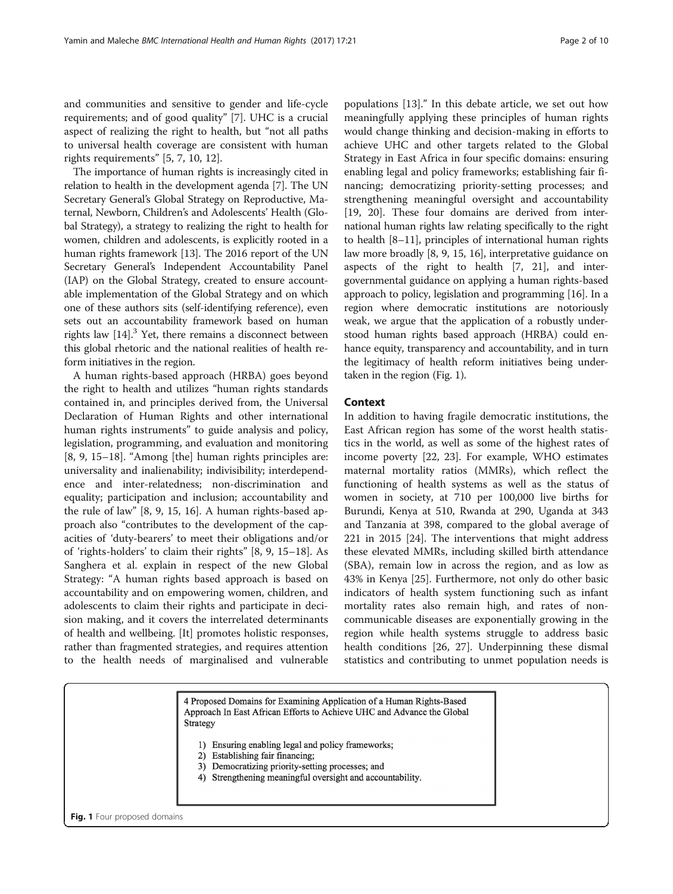and communities and sensitive to gender and life-cycle requirements; and of good quality" [7]. UHC is a crucial aspect of realizing the right to health, but "not all paths to universal health coverage are consistent with human rights requirements" [5, 7, 10, 12].

The importance of human rights is increasingly cited in relation to health in the development agenda [7]. The UN Secretary General's Global Strategy on Reproductive, Maternal, Newborn, Children's and Adolescents' Health (Global Strategy), a strategy to realizing the right to health for women, children and adolescents, is explicitly rooted in a human rights framework [13]. The 2016 report of the UN Secretary General's Independent Accountability Panel (IAP) on the Global Strategy, created to ensure accountable implementation of the Global Strategy and on which one of these authors sits (self-identifying reference), even sets out an accountability framework based on human rights law [14].[3] Yet, there remains a disconnect between this global rhetoric and the national realities of health reform initiatives in the region.

A human rights-based approach (HRBA) goes beyond the right to health and utilizes "human rights standards contained in, and principles derived from, the Universal Declaration of Human Rights and other international human rights instruments" to guide analysis and policy, legislation, programming, and evaluation and monitoring [8, 9, 15–18]. "Among [the] human rights principles are: universality and inalienability; indivisibility; interdependence and inter-relatedness; non-discrimination and equality; participation and inclusion; accountability and the rule of law" [8, 9, 15, 16]. A human rights-based approach also "contributes to the development of the capacities of 'duty-bearers' to meet their obligations and/or of 'rights-holders' to claim their rights" [8, 9, 15–18]. As Sanghera et al. explain in respect of the new Global Strategy: "A human rights based approach is based on accountability and on empowering women, children, and adolescents to claim their rights and participate in decision making, and it covers the interrelated determinants of health and wellbeing. [It] promotes holistic responses, rather than fragmented strategies, and requires attention to the health needs of marginalised and vulnerable populations [13]." In this debate article, we set out how meaningfully applying these principles of human rights would change thinking and decision-making in efforts to achieve UHC and other targets related to the Global Strategy in East Africa in four specific domains: ensuring enabling legal and policy frameworks; establishing fair financing; democratizing priority-setting processes; and strengthening meaningful oversight and accountability [19, 20]. These four domains are derived from international human rights law relating specifically to the right to health [8–11], principles of international human rights law more broadly [8, 9, 15, 16], interpretative guidance on aspects of the right to health [7, 21], and intergovernmental guidance on applying a human rights-based approach to policy, legislation and programming [16]. In a region where democratic institutions are notoriously weak, we argue that the application of a robustly understood human rights based approach (HRBA) could enhance equity, transparency and accountability, and in turn the legitimacy of health reform initiatives being undertaken in the region (Fig. 1).

## Context

In addition to having fragile democratic institutions, the East African region has some of the worst health statistics in the world, as well as some of the highest rates of income poverty [22, 23]. For example, WHO estimates maternal mortality ratios (MMRs), which reflect the functioning of health systems as well as the status of women in society, at 710 per 100,000 live births for Burundi, Kenya at 510, Rwanda at 290, Uganda at 343 and Tanzania at 398, compared to the global average of 221 in 2015 [24]. The interventions that might address these elevated MMRs, including skilled birth attendance (SBA), remain low in across the region, and as low as 43% in Kenya [25]. Furthermore, not only do other basic indicators of health system functioning such as infant mortality rates also remain high, and rates of non-communicable diseases are exponentially growing in the region while health systems struggle to address basic health conditions [26, 27]. Underpinning these dismal statistics and contributing to unmet population needs is

4 Proposed Domains for Examining Application of a Human Rights-Based Approach In East African Efforts to Achieve UHC and Advance the Global Strategy

1) Ensuring enabling legal and policy frameworks;
2) Establishing fair financing;
3) Democratizing priority-setting processes; and
4) Strengthening meaningful oversight and accountability.

**Fig. 1** Four proposed domains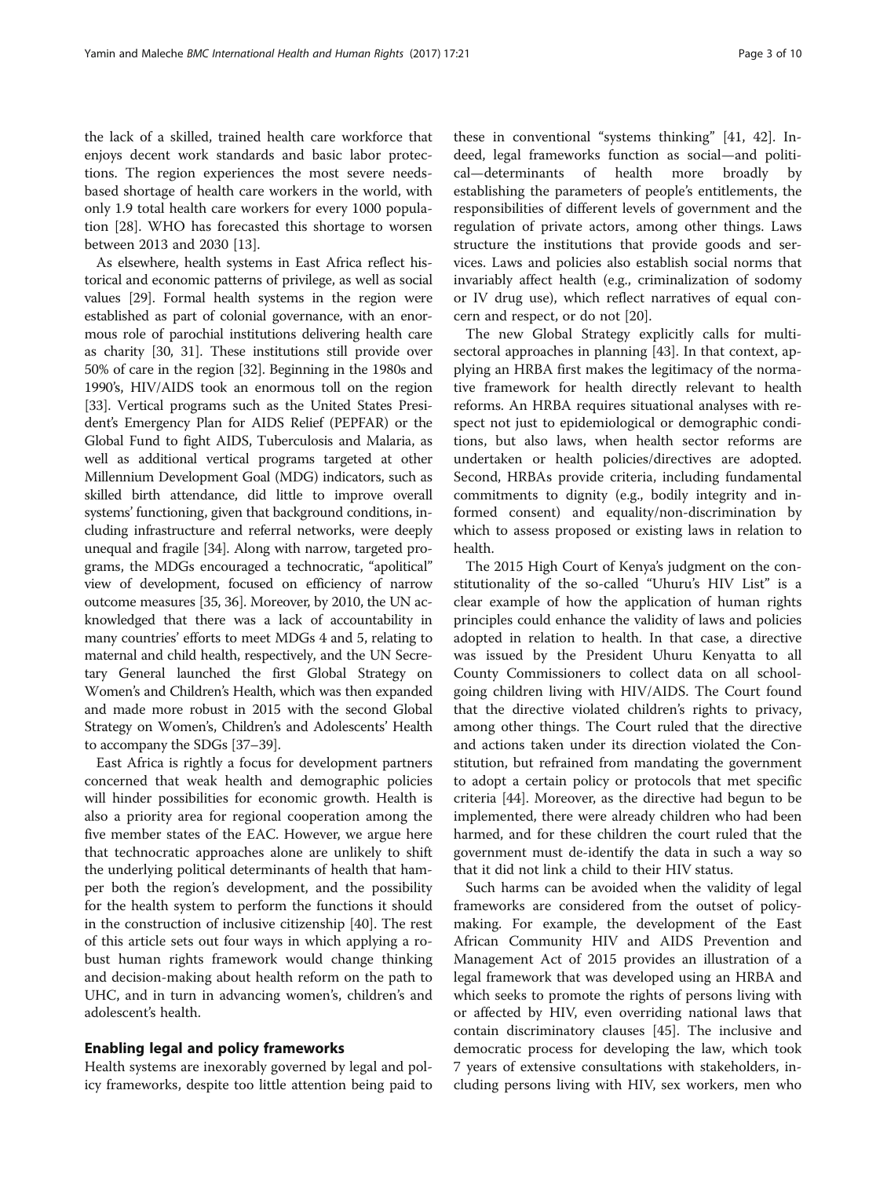the lack of a skilled, trained health care workforce that enjoys decent work standards and basic labor protections. The region experiences the most severe needs-based shortage of health care workers in the world, with only 1.9 total health care workers for every 1000 population [28]. WHO has forecasted this shortage to worsen between 2013 and 2030 [13].

As elsewhere, health systems in East Africa reflect historical and economic patterns of privilege, as well as social values [29]. Formal health systems in the region were established as part of colonial governance, with an enormous role of parochial institutions delivering health care as charity [30, 31]. These institutions still provide over 50% of care in the region [32]. Beginning in the 1980s and 1990's, HIV/AIDS took an enormous toll on the region [33]. Vertical programs such as the United States President's Emergency Plan for AIDS Relief (PEPFAR) or the Global Fund to fight AIDS, Tuberculosis and Malaria, as well as additional vertical programs targeted at other Millennium Development Goal (MDG) indicators, such as skilled birth attendance, did little to improve overall systems' functioning, given that background conditions, including infrastructure and referral networks, were deeply unequal and fragile [34]. Along with narrow, targeted programs, the MDGs encouraged a technocratic, "apolitical" view of development, focused on efficiency of narrow outcome measures [35, 36]. Moreover, by 2010, the UN acknowledged that there was a lack of accountability in many countries' efforts to meet MDGs 4 and 5, relating to maternal and child health, respectively, and the UN Secretary General launched the first Global Strategy on Women's and Children's Health, which was then expanded and made more robust in 2015 with the second Global Strategy on Women's, Children's and Adolescents' Health to accompany the SDGs [37–39].

East Africa is rightly a focus for development partners concerned that weak health and demographic policies will hinder possibilities for economic growth. Health is also a priority area for regional cooperation among the five member states of the EAC. However, we argue here that technocratic approaches alone are unlikely to shift the underlying political determinants of health that hamper both the region's development, and the possibility for the health system to perform the functions it should in the construction of inclusive citizenship [40]. The rest of this article sets out four ways in which applying a robust human rights framework would change thinking and decision-making about health reform on the path to UHC, and in turn in advancing women's, children's and adolescent's health.

## Enabling legal and policy frameworks

Health systems are inexorably governed by legal and policy frameworks, despite too little attention being paid to these in conventional "systems thinking" [41, 42]. Indeed, legal frameworks function as social—and political—determinants of health more broadly by establishing the parameters of people's entitlements, the responsibilities of different levels of government and the regulation of private actors, among other things. Laws structure the institutions that provide goods and services. Laws and policies also establish social norms that invariably affect health (e.g., criminalization of sodomy or IV drug use), which reflect narratives of equal concern and respect, or do not [20].

The new Global Strategy explicitly calls for multisectoral approaches in planning [43]. In that context, applying an HRBA first makes the legitimacy of the normative framework for health directly relevant to health reforms. An HRBA requires situational analyses with respect not just to epidemiological or demographic conditions, but also laws, when health sector reforms are undertaken or health policies/directives are adopted. Second, HRBAs provide criteria, including fundamental commitments to dignity (e.g., bodily integrity and informed consent) and equality/non-discrimination by which to assess proposed or existing laws in relation to health.

The 2015 High Court of Kenya's judgment on the constitutionality of the so-called "Uhuru's HIV List" is a clear example of how the application of human rights principles could enhance the validity of laws and policies adopted in relation to health. In that case, a directive was issued by the President Uhuru Kenyatta to all County Commissioners to collect data on all school-going children living with HIV/AIDS. The Court found that the directive violated children's rights to privacy, among other things. The Court ruled that the directive and actions taken under its direction violated the Constitution, but refrained from mandating the government to adopt a certain policy or protocols that met specific criteria [44]. Moreover, as the directive had begun to be implemented, there were already children who had been harmed, and for these children the court ruled that the government must de-identify the data in such a way so that it did not link a child to their HIV status.

Such harms can be avoided when the validity of legal frameworks are considered from the outset of policy-making. For example, the development of the East African Community HIV and AIDS Prevention and Management Act of 2015 provides an illustration of a legal framework that was developed using an HRBA and which seeks to promote the rights of persons living with or affected by HIV, even overriding national laws that contain discriminatory clauses [45]. The inclusive and democratic process for developing the law, which took 7 years of extensive consultations with stakeholders, including persons living with HIV, sex workers, men who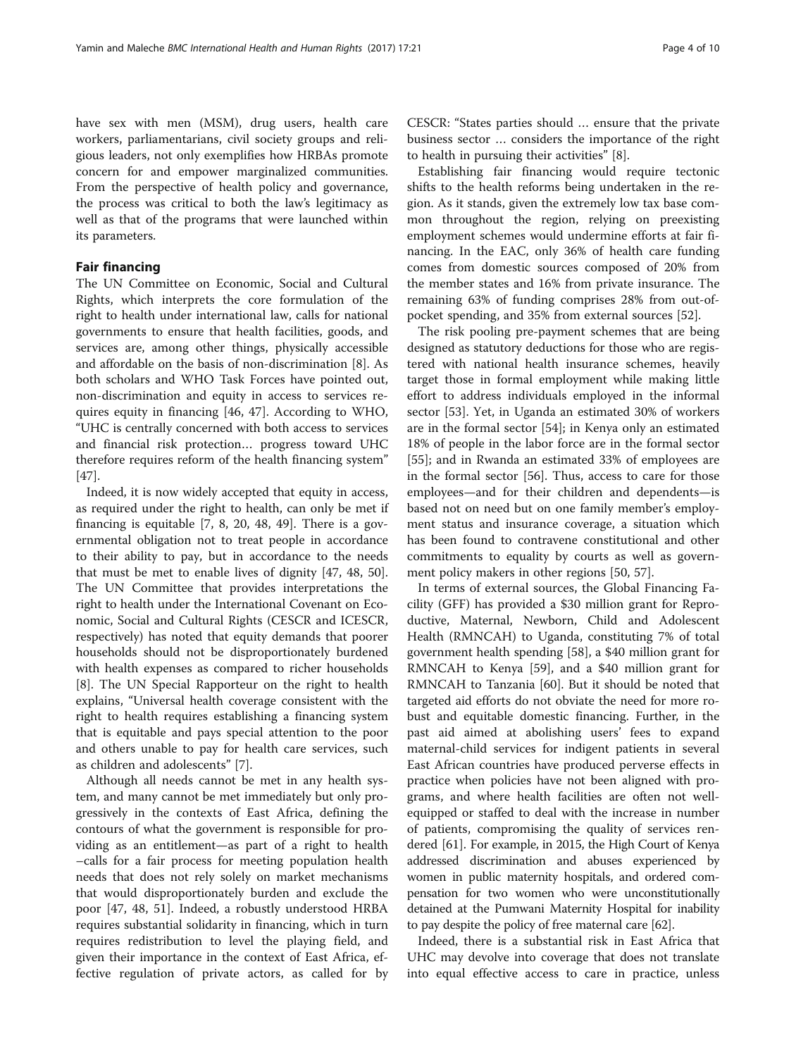have sex with men (MSM), drug users, health care workers, parliamentarians, civil society groups and religious leaders, not only exemplifies how HRBAs promote concern for and empower marginalized communities. From the perspective of health policy and governance, the process was critical to both the law's legitimacy as well as that of the programs that were launched within its parameters.

## Fair financing

The UN Committee on Economic, Social and Cultural Rights, which interprets the core formulation of the right to health under international law, calls for national governments to ensure that health facilities, goods, and services are, among other things, physically accessible and affordable on the basis of non-discrimination [8]. As both scholars and WHO Task Forces have pointed out, non-discrimination and equity in access to services requires equity in financing [46, 47]. According to WHO, "UHC is centrally concerned with both access to services and financial risk protection… progress toward UHC therefore requires reform of the health financing system" [47].

Indeed, it is now widely accepted that equity in access, as required under the right to health, can only be met if financing is equitable [7, 8, 20, 48, 49]. There is a governmental obligation not to treat people in accordance to their ability to pay, but in accordance to the needs that must be met to enable lives of dignity [47, 48, 50]. The UN Committee that provides interpretations the right to health under the International Covenant on Economic, Social and Cultural Rights (CESCR and ICESCR, respectively) has noted that equity demands that poorer households should not be disproportionately burdened with health expenses as compared to richer households [8]. The UN Special Rapporteur on the right to health explains, "Universal health coverage consistent with the right to health requires establishing a financing system that is equitable and pays special attention to the poor and others unable to pay for health care services, such as children and adolescents" [7].

Although all needs cannot be met in any health system, and many cannot be met immediately but only progressively in the contexts of East Africa, defining the contours of what the government is responsible for providing as an entitlement—as part of a right to health –calls for a fair process for meeting population health needs that does not rely solely on market mechanisms that would disproportionately burden and exclude the poor [47, 48, 51]. Indeed, a robustly understood HRBA requires substantial solidarity in financing, which in turn requires redistribution to level the playing field, and given their importance in the context of East Africa, effective regulation of private actors, as called for by CESCR: "States parties should … ensure that the private business sector … considers the importance of the right to health in pursuing their activities" [8].

Establishing fair financing would require tectonic shifts to the health reforms being undertaken in the region. As it stands, given the extremely low tax base common throughout the region, relying on preexisting employment schemes would undermine efforts at fair financing. In the EAC, only 36% of health care funding comes from domestic sources composed of 20% from the member states and 16% from private insurance. The remaining 63% of funding comprises 28% from out-of-pocket spending, and 35% from external sources [52].

The risk pooling pre-payment schemes that are being designed as statutory deductions for those who are registered with national health insurance schemes, heavily target those in formal employment while making little effort to address individuals employed in the informal sector [53]. Yet, in Uganda an estimated 30% of workers are in the formal sector [54]; in Kenya only an estimated 18% of people in the labor force are in the formal sector [55]; and in Rwanda an estimated 33% of employees are in the formal sector [56]. Thus, access to care for those employees—and for their children and dependents—is based not on need but on one family member's employment status and insurance coverage, a situation which has been found to contravene constitutional and other commitments to equality by courts as well as government policy makers in other regions [50, 57].

In terms of external sources, the Global Financing Facility (GFF) has provided a $30 million grant for Reproductive, Maternal, Newborn, Child and Adolescent Health (RMNCAH) to Uganda, constituting 7% of total government health spending [58], a $40 million grant for RMNCAH to Kenya [59], and a $40 million grant for RMNCAH to Tanzania [60]. But it should be noted that targeted aid efforts do not obviate the need for more robust and equitable domestic financing. Further, in the past aid aimed at abolishing users' fees to expand maternal-child services for indigent patients in several East African countries have produced perverse effects in practice when policies have not been aligned with programs, and where health facilities are often not well-equipped or staffed to deal with the increase in number of patients, compromising the quality of services rendered [61]. For example, in 2015, the High Court of Kenya addressed discrimination and abuses experienced by women in public maternity hospitals, and ordered compensation for two women who were unconstitutionally detained at the Pumwani Maternity Hospital for inability to pay despite the policy of free maternal care [62].

Indeed, there is a substantial risk in East Africa that UHC may devolve into coverage that does not translate into equal effective access to care in practice, unless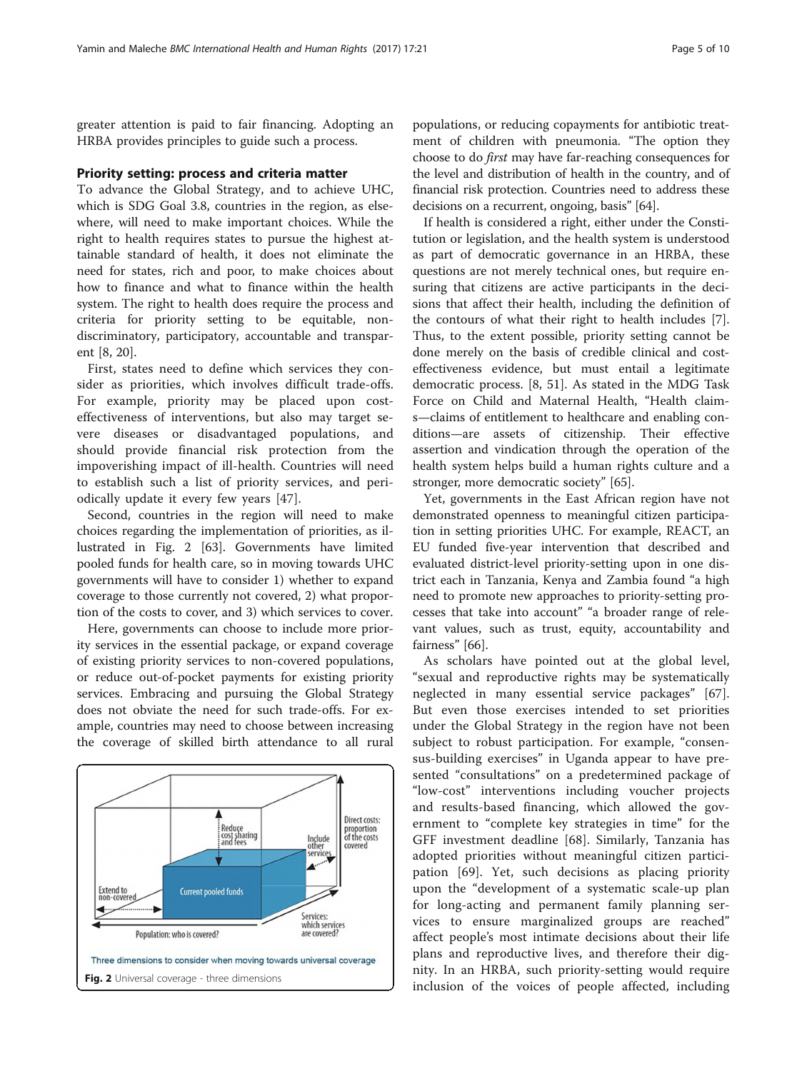greater attention is paid to fair financing. Adopting an HRBA provides principles to guide such a process.

## Priority setting: process and criteria matter

To advance the Global Strategy, and to achieve UHC, which is SDG Goal 3.8, countries in the region, as elsewhere, will need to make important choices. While the right to health requires states to pursue the highest attainable standard of health, it does not eliminate the need for states, rich and poor, to make choices about how to finance and what to finance within the health system. The right to health does require the process and criteria for priority setting to be equitable, nondiscriminatory, participatory, accountable and transparent [8, 20].

First, states need to define which services they consider as priorities, which involves difficult trade-offs. For example, priority may be placed upon cost-effectiveness of interventions, but also may target severe diseases or disadvantaged populations, and should provide financial risk protection from the impoverishing impact of ill-health. Countries will need to establish such a list of priority services, and periodically update it every few years [47].

Second, countries in the region will need to make choices regarding the implementation of priorities, as illustrated in Fig. 2 [63]. Governments have limited pooled funds for health care, so in moving towards UHC governments will have to consider 1) whether to expand coverage to those currently not covered, 2) what proportion of the costs to cover, and 3) which services to cover.

Here, governments can choose to include more priority services in the essential package, or expand coverage of existing priority services to non-covered populations, or reduce out-of-pocket payments for existing priority services. Embracing and pursuing the Global Strategy does not obviate the need for such trade-offs. For example, countries may need to choose between increasing the coverage of skilled birth attendance to all rural populations, or reducing copayments for antibiotic treatment of children with pneumonia. "The option they choose to do *first* may have far-reaching consequences for the level and distribution of health in the country, and of financial risk protection. Countries need to address these decisions on a recurrent, ongoing, basis" [64].

Fig. 2 Universal coverage - three dimensions

If health is considered a right, either under the Constitution or legislation, and the health system is understood as part of democratic governance in an HRBA, these questions are not merely technical ones, but require ensuring that citizens are active participants in the decisions that affect their health, including the definition of the contours of what their right to health includes [7]. Thus, to the extent possible, priority setting cannot be done merely on the basis of credible clinical and cost-effectiveness evidence, but must entail a legitimate democratic process. [8, 51]. As stated in the MDG Task Force on Child and Maternal Health, "Health claims—claims of entitlement to healthcare and enabling conditions—are assets of citizenship. Their effective assertion and vindication through the operation of the health system helps build a human rights culture and a stronger, more democratic society" [65].

Yet, governments in the East African region have not demonstrated openness to meaningful citizen participation in setting priorities UHC. For example, REACT, an EU funded five-year intervention that described and evaluated district-level priority-setting upon in one district each in Tanzania, Kenya and Zambia found "a high need to promote new approaches to priority-setting processes that take into account" "a broader range of relevant values, such as trust, equity, accountability and fairness" [66].

As scholars have pointed out at the global level, "sexual and reproductive rights may be systematically neglected in many essential service packages" [67]. But even those exercises intended to set priorities under the Global Strategy in the region have not been subject to robust participation. For example, "consensus-building exercises" in Uganda appear to have presented "consultations" on a predetermined package of "low-cost" interventions including voucher projects and results-based financing, which allowed the government to "complete key strategies in time" for the GFF investment deadline [68]. Similarly, Tanzania has adopted priorities without meaningful citizen participation [69]. Yet, such decisions as placing priority upon the "development of a systematic scale-up plan for long-acting and permanent family planning services to ensure marginalized groups are reached" affect people's most intimate decisions about their life plans and reproductive lives, and therefore their dignity. In an HRBA, such priority-setting would require inclusion of the voices of people affected, including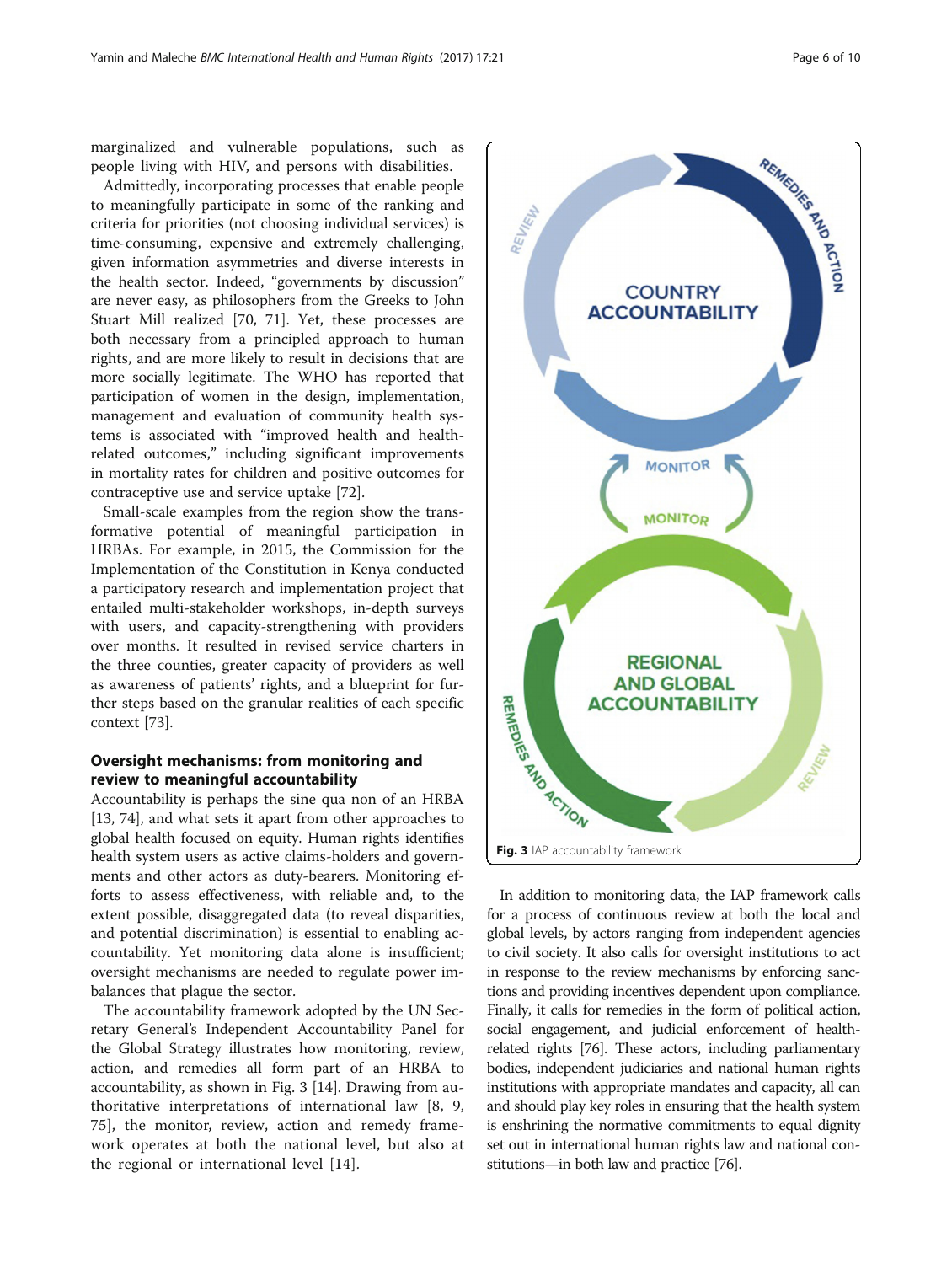marginalized and vulnerable populations, such as people living with HIV, and persons with disabilities.

Admittedly, incorporating processes that enable people to meaningfully participate in some of the ranking and criteria for priorities (not choosing individual services) is time-consuming, expensive and extremely challenging, given information asymmetries and diverse interests in the health sector. Indeed, "governments by discussion" are never easy, as philosophers from the Greeks to John Stuart Mill realized [70, 71]. Yet, these processes are both necessary from a principled approach to human rights, and are more likely to result in decisions that are more socially legitimate. The WHO has reported that participation of women in the design, implementation, management and evaluation of community health systems is associated with "improved health and health-related outcomes," including significant improvements in mortality rates for children and positive outcomes for contraceptive use and service uptake [72].

Small-scale examples from the region show the transformative potential of meaningful participation in HRBAs. For example, in 2015, the Commission for the Implementation of the Constitution in Kenya conducted a participatory research and implementation project that entailed multi-stakeholder workshops, in-depth surveys with users, and capacity-strengthening with providers over months. It resulted in revised service charters in the three counties, greater capacity of providers as well as awareness of patients' rights, and a blueprint for further steps based on the granular realities of each specific context [73].

## Oversight mechanisms: from monitoring and review to meaningful accountability

Accountability is perhaps the sine qua non of an HRBA [13, 74], and what sets it apart from other approaches to global health focused on equity. Human rights identifies health system users as active claims-holders and governments and other actors as duty-bearers. Monitoring efforts to assess effectiveness, with reliable and, to the extent possible, disaggregated data (to reveal disparities, and potential discrimination) is essential to enabling accountability. Yet monitoring data alone is insufficient; oversight mechanisms are needed to regulate power imbalances that plague the sector.

The accountability framework adopted by the UN Secretary General's Independent Accountability Panel for the Global Strategy illustrates how monitoring, review, action, and remedies all form part of an HRBA to accountability, as shown in Fig. 3 [14]. Drawing from authoritative interpretations of international law [8, 9, 75], the monitor, review, action and remedy framework operates at both the national level, but also at the regional or international level [14].

**Fig. 3** IAP accountability framework

In addition to monitoring data, the IAP framework calls for a process of continuous review at both the local and global levels, by actors ranging from independent agencies to civil society. It also calls for oversight institutions to act in response to the review mechanisms by enforcing sanctions and providing incentives dependent upon compliance. Finally, it calls for remedies in the form of political action, social engagement, and judicial enforcement of health-related rights [76]. These actors, including parliamentary bodies, independent judiciaries and national human rights institutions with appropriate mandates and capacity, all can and should play key roles in ensuring that the health system is enshrining the normative commitments to equal dignity set out in international human rights law and national constitutions—in both law and practice [76].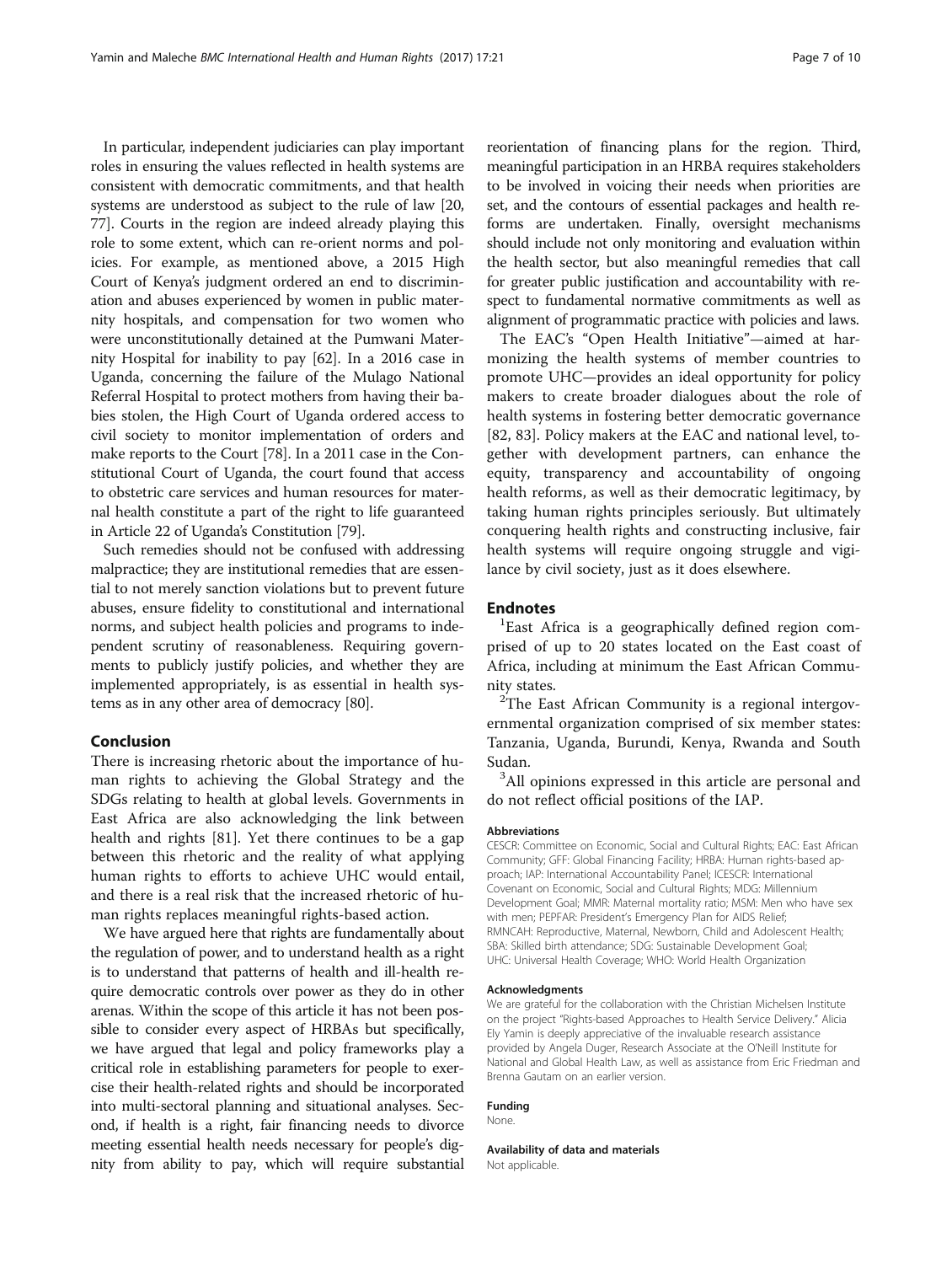In particular, independent judiciaries can play important roles in ensuring the values reflected in health systems are consistent with democratic commitments, and that health systems are understood as subject to the rule of law [20, 77]. Courts in the region are indeed already playing this role to some extent, which can re-orient norms and policies. For example, as mentioned above, a 2015 High Court of Kenya's judgment ordered an end to discrimination and abuses experienced by women in public maternity hospitals, and compensation for two women who were unconstitutionally detained at the Pumwani Maternity Hospital for inability to pay [62]. In a 2016 case in Uganda, concerning the failure of the Mulago National Referral Hospital to protect mothers from having their babies stolen, the High Court of Uganda ordered access to civil society to monitor implementation of orders and make reports to the Court [78]. In a 2011 case in the Constitutional Court of Uganda, the court found that access to obstetric care services and human resources for maternal health constitute a part of the right to life guaranteed in Article 22 of Uganda's Constitution [79].

Such remedies should not be confused with addressing malpractice; they are institutional remedies that are essential to not merely sanction violations but to prevent future abuses, ensure fidelity to constitutional and international norms, and subject health policies and programs to independent scrutiny of reasonableness. Requiring governments to publicly justify policies, and whether they are implemented appropriately, is as essential in health systems as in any other area of democracy [80].

## Conclusion

There is increasing rhetoric about the importance of human rights to achieving the Global Strategy and the SDGs relating to health at global levels. Governments in East Africa are also acknowledging the link between health and rights [81]. Yet there continues to be a gap between this rhetoric and the reality of what applying human rights to efforts to achieve UHC would entail, and there is a real risk that the increased rhetoric of human rights replaces meaningful rights-based action.

We have argued here that rights are fundamentally about the regulation of power, and to understand health as a right is to understand that patterns of health and ill-health require democratic controls over power as they do in other arenas. Within the scope of this article it has not been possible to consider every aspect of HRBAs but specifically, we have argued that legal and policy frameworks play a critical role in establishing parameters for people to exercise their health-related rights and should be incorporated into multi-sectoral planning and situational analyses. Second, if health is a right, fair financing needs to divorce meeting essential health needs necessary for people's dignity from ability to pay, which will require substantial reorientation of financing plans for the region. Third, meaningful participation in an HRBA requires stakeholders to be involved in voicing their needs when priorities are set, and the contours of essential packages and health reforms are undertaken. Finally, oversight mechanisms should include not only monitoring and evaluation within the health sector, but also meaningful remedies that call for greater public justification and accountability with respect to fundamental normative commitments as well as alignment of programmatic practice with policies and laws.

The EAC's "Open Health Initiative"—aimed at harmonizing the health systems of member countries to promote UHC—provides an ideal opportunity for policy makers to create broader dialogues about the role of health systems in fostering better democratic governance [82, 83]. Policy makers at the EAC and national level, together with development partners, can enhance the equity, transparency and accountability of ongoing health reforms, as well as their democratic legitimacy, by taking human rights principles seriously. But ultimately conquering health rights and constructing inclusive, fair health systems will require ongoing struggle and vigilance by civil society, just as it does elsewhere.

## Endnotes

[1]East Africa is a geographically defined region comprised of up to 20 states located on the East coast of Africa, including at minimum the East African Community states.

[2]The East African Community is a regional intergovernmental organization comprised of six member states: Tanzania, Uganda, Burundi, Kenya, Rwanda and South Sudan.

[3]All opinions expressed in this article are personal and do not reflect official positions of the IAP.

#### Abbreviations

CESCR: Committee on Economic, Social and Cultural Rights; EAC: East African Community; GFF: Global Financing Facility; HRBA: Human rights-based approach; IAP: International Accountability Panel; ICESCR: International Covenant on Economic, Social and Cultural Rights; MDG: Millennium Development Goal; MMR: Maternal mortality ratio; MSM: Men who have sex with men; PEPFAR: President's Emergency Plan for AIDS Relief; RMNCAH: Reproductive, Maternal, Newborn, Child and Adolescent Health; SBA: Skilled birth attendance; SDG: Sustainable Development Goal; UHC: Universal Health Coverage; WHO: World Health Organization

#### Acknowledgments

We are grateful for the collaboration with the Christian Michelsen Institute on the project "Rights-based Approaches to Health Service Delivery." Alicia Ely Yamin is deeply appreciative of the invaluable research assistance provided by Angela Duger, Research Associate at the O'Neill Institute for National and Global Health Law, as well as assistance from Eric Friedman and Brenna Gautam on an earlier version.

#### Funding

None.

#### Availability of data and materials

Not applicable.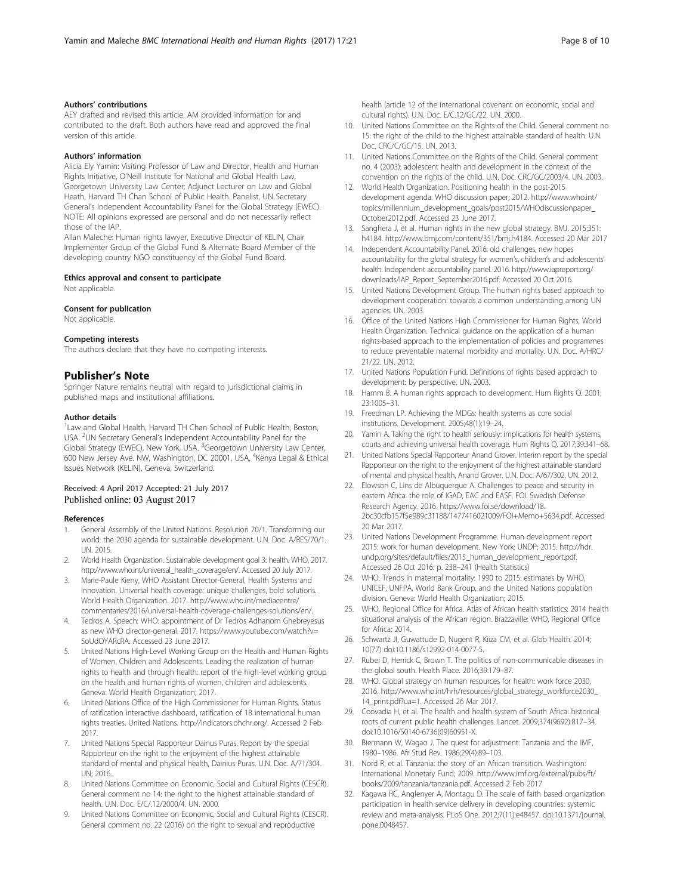#### Authors' contributions

AEY drafted and revised this article. AM provided information for and contributed to the draft. Both authors have read and approved the final version of this article.

#### Authors' information

Alicia Ely Yamin: Visiting Professor of Law and Director, Health and Human Rights Initiative, O'Neill Institute for National and Global Health Law, Georgetown University Law Center; Adjunct Lecturer on Law and Global Heath, Harvard TH Chan School of Public Health. Panelist, UN Secretary General's Independent Accountability Panel for the Global Strategy (EWEC). NOTE: All opinions expressed are personal and do not necessarily reflect those of the IAP.

Allan Maleche: Human rights lawyer, Executive Director of KELIN, Chair Implementer Group of the Global Fund & Alternate Board Member of the developing country NGO constituency of the Global Fund Board.

#### Ethics approval and consent to participate

Not applicable.

#### Consent for publication

Not applicable.

#### Competing interests

The authors declare that they have no competing interests.

## Publisher's Note

Springer Nature remains neutral with regard to jurisdictional claims in published maps and institutional affiliations.

#### Author details

[1]Law and Global Health, Harvard TH Chan School of Public Health, Boston, USA. [2]UN Secretary General's Independent Accountability Panel for the Global Strategy (EWEC), New York, USA. [3]Georgetown University Law Center, 600 New Jersey Ave. NW, Washington, DC 20001, USA. [4]Kenya Legal & Ethical Issues Network (KELIN), Geneva, Switzerland.

Received: 4 April 2017 Accepted: 21 July 2017
Published online: 03 August 2017

#### References

1. General Assembly of the United Nations. Resolution 70/1. Transforming our world: the 2030 agenda for sustainable development. U.N. Doc. A/RES/70/1. UN. 2015.
2. World Health Organization. Sustainable development goal 3: health. WHO, 2017. http://www.who.int/universal_health_coverage/en/. Accessed 20 July 2017.
3. Marie-Paule Kieny, WHO Assistant Director-General, Health Systems and Innovation. Universal health coverage: unique challenges, bold solutions. World Health Organization. 2017. http://www.who.int/mediacentre/commentaries/2016/universal-health-coverage-challenges-solutions/en/.
4. Tedros A. Speech: WHO: appointment of Dr Tedros Adhanom Ghebreyesus as new WHO director-general. 2017. https://www.youtube.com/watch?v=5oUdOYARcRA. Accessed 23 June 2017.
5. United Nations High-Level Working Group on the Health and Human Rights of Women, Children and Adolescents. Leading the realization of human rights to health and through health: report of the high-level working group on the health and human rights of women, children and adolescents. Geneva: World Health Organization; 2017.
6. United Nations Office of the High Commissioner for Human Rights. Status of ratification interactive dashboard, ratification of 18 international human rights treaties. United Nations. http://indicators.ohchr.org/. Accessed 2 Feb 2017.
7. United Nations Special Rapporteur Dainus Puras. Report by the special Rapporteur on the right to the enjoyment of the highest attainable standard of mental and physical health, Dainius Puras. U.N. Doc. A/71/304. UN; 2016.
8. United Nations Committee on Economic, Social and Cultural Rights (CESCR). General comment no 14: the right to the highest attainable standard of health. U.N. Doc. E/C/.12/2000/4. UN. 2000.
9. United Nations Committee on Economic, Social and Cultural Rights (CESCR). General comment no. 22 (2016) on the right to sexual and reproductive health (article 12 of the international covenant on economic, social and cultural rights). U.N. Doc. E/C.12/GC/22. UN. 2000.
10. United Nations Committee on the Rights of the Child. General comment no 15: the right of the child to the highest attainable standard of health. U.N. Doc. CRC/C/GC/15. UN. 2013.
11. United Nations Committee on the Rights of the Child. General comment no. 4 (2003): adolescent health and development in the context of the convention on the rights of the child. U.N. Doc. CRC/GC/2003/4. UN. 2003.
12. World Health Organization. Positioning health in the post-2015 development agenda. WHO discussion paper; 2012. http://www.who.int/topics/millennium_development_goals/post2015/WHOdiscussionpaper_October2012.pdf. Accessed 23 June 2017.
13. Sanghera J, et al. Human rights in the new global strategy. BMJ. 2015;351:h4184. http://www.bmj.com/content/351/bmj.h4184. Accessed 20 Mar 2017
14. Independent Accountability Panel. 2016: old challenges, new hopes accountability for the global strategy for women's, children's and adolescents' health. Independent accountability panel. 2016. http://www.iapreport.org/downloads/IAP_Report_September2016.pdf. Accessed 20 Oct 2016.
15. United Nations Development Group. The human rights based approach to development cooperation: towards a common understanding among UN agencies. UN. 2003.
16. Office of the United Nations High Commissioner for Human Rights, World Health Organization. Technical guidance on the application of a human rights-based approach to the implementation of policies and programmes to reduce preventable maternal morbidity and mortality. U.N. Doc. A/HRC/21/22. UN. 2012.
17. United Nations Population Fund. Definitions of rights based approach to development: by perspective. UN. 2003.
18. Hamm B. A human rights approach to development. Hum Rights Q. 2001;23:1005–31.
19. Freedman LP. Achieving the MDGs: health systems as core social institutions. Development. 2005;48(1):19–24.
20. Yamin A. Taking the right to health seriously: implications for health systems, courts and achieving universal health coverage. Hum Rights Q. 2017;39:341–68.
21. United Nations Special Rapporteur Anand Grover. Interim report by the special Rapporteur on the right to the enjoyment of the highest attainable standard of mental and physical health, Anand Grover. U.N. Doc. A/67/302. UN. 2012.
22. Elowson C, Lins de Albuquerque A. Challenges to peace and security in eastern Africa: the role of IGAD, EAC and EASF, FOI. Swedish Defense Research Agency. 2016. https://www.foi.se/download/18.2bc30cfb157f5e989c31188/1477416021009/FOI+Memo+5634.pdf. Accessed 20 Mar 2017.
23. United Nations Development Programme. Human development report 2015: work for human development. New York: UNDP; 2015. http://hdr.undp.org/sites/default/files/2015_human_development_report.pdf. Accessed 26 Oct 2016. p. 238–241 (Health Statistics)
24. WHO. Trends in maternal mortality: 1990 to 2015: estimates by WHO, UNICEF, UNFPA, World Bank Group, and the United Nations population division. Geneva: World Health Organization; 2015.
25. WHO, Regional Office for Africa. Atlas of African health statistics: 2014 health situational analysis of the African region. Brazzaville: WHO, Regional Office for Africa; 2014.
26. Schwartz JI, Guwattude D, Nugent R, Kiiza CM, et al. Glob Health. 2014;10(77) doi:10.1186/s12992-014-0077-5.
27. Rubei D, Herrick C, Brown T. The politics of non-communicable diseases in the global south. Health Place. 2016;39:179–87.
28. WHO. Global strategy on human resources for health: work force 2030, 2016. http://www.who.int/hrh/resources/global_strategy_workforce2030_14_print.pdf?ua=1. Accessed 26 Mar 2017.
29. Coovadia H, et al. The health and health system of South Africa: historical roots of current public health challenges. Lancet. 2009;374(9692):817–34. doi:10.1016/S0140-6736(09)60951-X.
30. Biermann W, Wagao J. The quest for adjustment: Tanzania and the IMF, 1980–1986. Afr Stud Rev. 1986;29(4):89–103.
31. Nord R, et al. Tanzania: the story of an African transition. Washington: International Monetary Fund; 2009. http://www.imf.org/external/pubs/ft/books/2009/tanzania/tanzania.pdf. Accessed 2 Feb 2017
32. Kagawa RC, Anglenyer A, Montagu D. The scale of faith based organization participation in health service delivery in developing countries: systemic review and meta-analysis. PLoS One. 2012;7(11):e48457. doi:10.1371/journal.pone.0048457.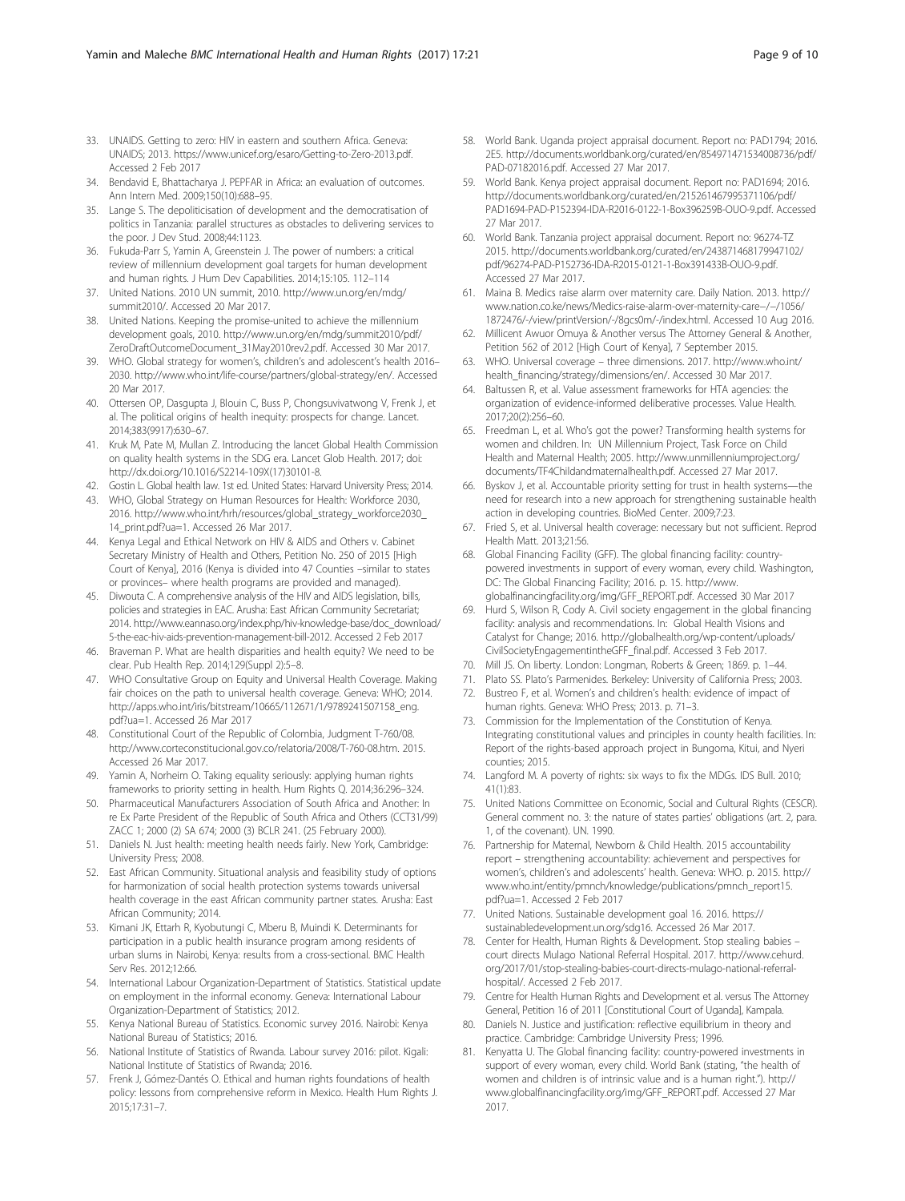33. UNAIDS. Getting to zero: HIV in eastern and southern Africa. Geneva: UNAIDS; 2013. https://www.unicef.org/esaro/Getting-to-Zero-2013.pdf. Accessed 2 Feb 2017
34. Bendavid E, Bhattacharya J. PEPFAR in Africa: an evaluation of outcomes. Ann Intern Med. 2009;150(10):688–95.
35. Lange S. The depoliticisation of development and the democratisation of politics in Tanzania: parallel structures as obstacles to delivering services to the poor. J Dev Stud. 2008;44:1123.
36. Fukuda-Parr S, Yamin A, Greenstein J. The power of numbers: a critical review of millennium development goal targets for human development and human rights. J Hum Dev Capabilities. 2014;15:105. 112–114
37. United Nations. 2010 UN summit, 2010. http://www.un.org/en/mdg/summit2010/. Accessed 20 Mar 2017.
38. United Nations. Keeping the promise-united to achieve the millennium development goals, 2010. http://www.un.org/en/mdg/summit2010/pdf/ZeroDraftOutcomeDocument_31May2010rev2.pdf. Accessed 30 Mar 2017.
39. WHO. Global strategy for women's, children's and adolescent's health 2016–2030. http://www.who.int/life-course/partners/global-strategy/en/. Accessed 20 Mar 2017.
40. Ottersen OP, Dasgupta J, Blouin C, Buss P, Chongsuvivatwong V, Frenk J, et al. The political origins of health inequity: prospects for change. Lancet. 2014;383(9917):630–67.
41. Kruk M, Pate M, Mullan Z. Introducing the lancet Global Health Commission on quality health systems in the SDG era. Lancet Glob Health. 2017; doi: http://dx.doi.org/10.1016/S2214-109X(17)30101-8.
42. Gostin L. Global health law. 1st ed. United States: Harvard University Press; 2014.
43. WHO, Global Strategy on Human Resources for Health: Workforce 2030, 2016. http://www.who.int/hrh/resources/global_strategy_workforce2030_14_print.pdf?ua=1. Accessed 26 Mar 2017.
44. Kenya Legal and Ethical Network on HIV & AIDS and Others v. Cabinet Secretary Ministry of Health and Others, Petition No. 250 of 2015 [High Court of Kenya], 2016 (Kenya is divided into 47 Counties –similar to states or provinces– where health programs are provided and managed).
45. Diwouta C. A comprehensive analysis of the HIV and AIDS legislation, bills, policies and strategies in EAC. Arusha: East African Community Secretariat; 2014. http://www.eannaso.org/index.php/hiv-knowledge-base/doc_download/5-the-eac-hiv-aids-prevention-management-bill-2012. Accessed 2 Feb 2017
46. Braveman P. What are health disparities and health equity? We need to be clear. Pub Health Rep. 2014;129(Suppl 2):5–8.
47. WHO Consultative Group on Equity and Universal Health Coverage. Making fair choices on the path to universal health coverage. Geneva: WHO; 2014. http://apps.who.int/iris/bitstream/10665/112671/1/9789241507158_eng.pdf?ua=1. Accessed 26 Mar 2017
48. Constitutional Court of the Republic of Colombia, Judgment T-760/08. http://www.corteconstitucional.gov.co/relatoria/2008/T-760-08.htm. 2015. Accessed 26 Mar 2017.
49. Yamin A, Norheim O. Taking equality seriously: applying human rights frameworks to priority setting in health. Hum Rights Q. 2014;36:296–324.
50. Pharmaceutical Manufacturers Association of South Africa and Another: In re Ex Parte President of the Republic of South Africa and Others (CCT31/99) ZACC 1; 2000 (2) SA 674; 2000 (3) BCLR 241. (25 February 2000).
51. Daniels N. Just health: meeting health needs fairly. New York, Cambridge: University Press; 2008.
52. East African Community. Situational analysis and feasibility study of options for harmonization of social health protection systems towards universal health coverage in the east African community partner states. Arusha: East African Community; 2014.
53. Kimani JK, Ettarh R, Kyobutungi C, Mberu B, Muindi K. Determinants for participation in a public health insurance program among residents of urban slums in Nairobi, Kenya: results from a cross-sectional. BMC Health Serv Res. 2012;12:66.
54. International Labour Organization-Department of Statistics. Statistical update on employment in the informal economy. Geneva: International Labour Organization-Department of Statistics; 2012.
55. Kenya National Bureau of Statistics. Economic survey 2016. Nairobi: Kenya National Bureau of Statistics; 2016.
56. National Institute of Statistics of Rwanda. Labour survey 2016: pilot. Kigali: National Institute of Statistics of Rwanda; 2016.
57. Frenk J, Gómez-Dantés O. Ethical and human rights foundations of health policy: lessons from comprehensive reform in Mexico. Health Hum Rights J. 2015;17:31–7.
58. World Bank. Uganda project appraisal document. Report no: PAD1794; 2016. 2E5. http://documents.worldbank.org/curated/en/854971471534008736/pdf/PAD-07182016.pdf. Accessed 27 Mar 2017.
59. World Bank. Kenya project appraisal document. Report no: PAD1694; 2016. http://documents.worldbank.org/curated/en/215261467995371106/pdf/PAD1694-PAD-P152394-IDA-R2016-0122-1-Box396259B-OUO-9.pdf. Accessed 27 Mar 2017.
60. World Bank. Tanzania project appraisal document. Report no: 96274-TZ 2015. http://documents.worldbank.org/curated/en/243871468179947102/pdf/96274-PAD-P152736-IDA-R2015-0121-1-Box391433B-OUO-9.pdf. Accessed 27 Mar 2017.
61. Maina B. Medics raise alarm over maternity care. Daily Nation. 2013. http://www.nation.co.ke/news/Medics-raise-alarm-over-maternity-care–/–/1056/1872476/-/view/printVersion/-/8gcs0m/-/index.html. Accessed 10 Aug 2016.
62. Millicent Awuor Omuya & Another versus The Attorney General & Another, Petition 562 of 2012 [High Court of Kenya], 7 September 2015.
63. WHO. Universal coverage – three dimensions. 2017. http://www.who.int/health_financing/strategy/dimensions/en/. Accessed 30 Mar 2017.
64. Baltussen R, et al. Value assessment frameworks for HTA agencies: the organization of evidence-informed deliberative processes. Value Health. 2017;20(2):256–60.
65. Freedman L, et al. Who's got the power? Transforming health systems for women and children. In: UN Millennium Project, Task Force on Child Health and Maternal Health; 2005. http://www.unmillenniumproject.org/documents/TF4Childandmaternalhealth.pdf. Accessed 27 Mar 2017.
66. Byskov J, et al. Accountable priority setting for trust in health systems—the need for research into a new approach for strengthening sustainable health action in developing countries. BioMed Center. 2009;7:23.
67. Fried S, et al. Universal health coverage: necessary but not sufficient. Reprod Health Matt. 2013;21:56.
68. Global Financing Facility (GFF). The global financing facility: country-powered investments in support of every woman, every child. Washington, DC: The Global Financing Facility; 2016. p. 15. http://www.globalfinancingfacility.org/img/GFF_REPORT.pdf. Accessed 30 Mar 2017
69. Hurd S, Wilson R, Cody A. Civil society engagement in the global financing facility: analysis and recommendations. In: Global Health Visions and Catalyst for Change; 2016. http://globalhealth.org/wp-content/uploads/CivilSocietyEngagementintheGFF_final.pdf. Accessed 3 Feb 2017.
70. Mill JS. On liberty. London: Longman, Roberts & Green; 1869. p. 1–44.
71. Plato SS. Plato's Parmenides. Berkeley: University of California Press; 2003.
72. Bustreo F, et al. Women's and children's health: evidence of impact of human rights. Geneva: WHO Press; 2013. p. 71–3.
73. Commission for the Implementation of the Constitution of Kenya. Integrating constitutional values and principles in county health facilities. In: Report of the rights-based approach project in Bungoma, Kitui, and Nyeri counties; 2015.
74. Langford M. A poverty of rights: six ways to fix the MDGs. IDS Bull. 2010; 41(1):83.
75. United Nations Committee on Economic, Social and Cultural Rights (CESCR). General comment no. 3: the nature of states parties' obligations (art. 2, para. 1, of the covenant). UN. 1990.
76. Partnership for Maternal, Newborn & Child Health. 2015 accountability report – strengthening accountability: achievement and perspectives for women's, children's and adolescents' health. Geneva: WHO. p. 2015. http://www.who.int/entity/pmnch/knowledge/publications/pmnch_report15.pdf?ua=1. Accessed 2 Feb 2017
77. United Nations. Sustainable development goal 16. 2016. https://sustainabledevelopment.un.org/sdg16. Accessed 26 Mar 2017.
78. Center for Health, Human Rights & Development. Stop stealing babies – court directs Mulago National Referral Hospital. 2017. http://www.cehurd.org/2017/01/stop-stealing-babies-court-directs-mulago-national-referral-hospital/. Accessed 2 Feb 2017.
79. Centre for Health Human Rights and Development et al. versus The Attorney General, Petition 16 of 2011 [Constitutional Court of Uganda], Kampala.
80. Daniels N. Justice and justification: reflective equilibrium in theory and practice. Cambridge: Cambridge University Press; 1996.
81. Kenyatta U. The Global financing facility: country-powered investments in support of every woman, every child. World Bank (stating, "the health of women and children is of intrinsic value and is a human right."). http://www.globalfinancingfacility.org/img/GFF_REPORT.pdf. Accessed 27 Mar 2017.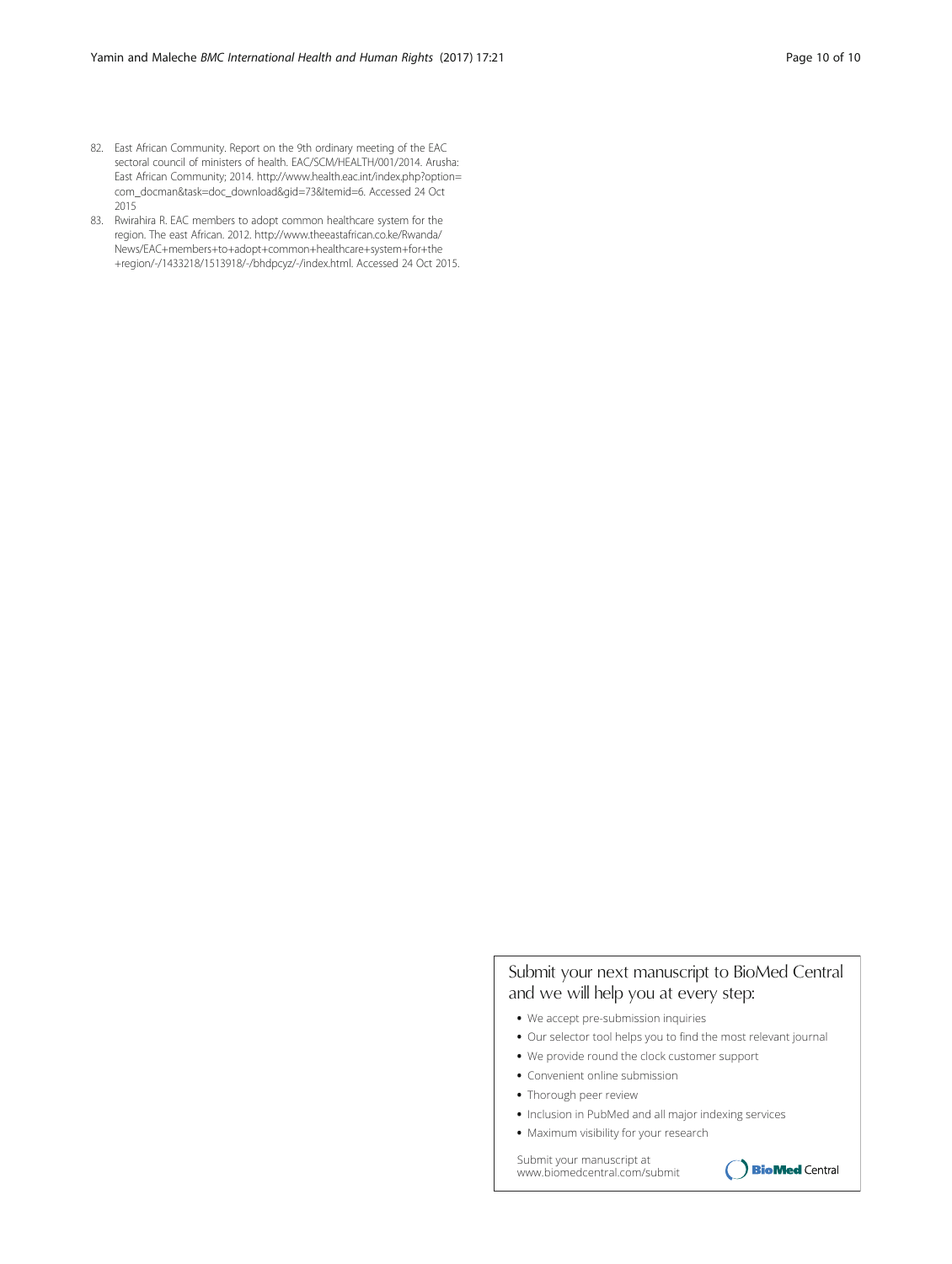82. East African Community. Report on the 9th ordinary meeting of the EAC sectoral council of ministers of health. EAC/SCM/HEALTH/001/2014. Arusha: East African Community; 2014. http://www.health.eac.int/index.php?option=com_docman&task=doc_download&gid=73&Itemid=6. Accessed 24 Oct 2015
83. Rwirahira R. EAC members to adopt common healthcare system for the region. The east African. 2012. http://www.theeastafrican.co.ke/Rwanda/News/EAC+members+to+adopt+common+healthcare+system+for+the+region/-/1433218/1513918/-/bhdpcyz/-/index.html. Accessed 24 Oct 2015.

Submit your next manuscript to BioMed Central and we will help you at every step:

- We accept pre-submission inquiries
- Our selector tool helps you to find the most relevant journal
- We provide round the clock customer support
- Convenient online submission
- Thorough peer review
- Inclusion in PubMed and all major indexing services
- Maximum visibility for your research

Submit your manuscript at www.biomedcentral.com/submit

BioMed Central